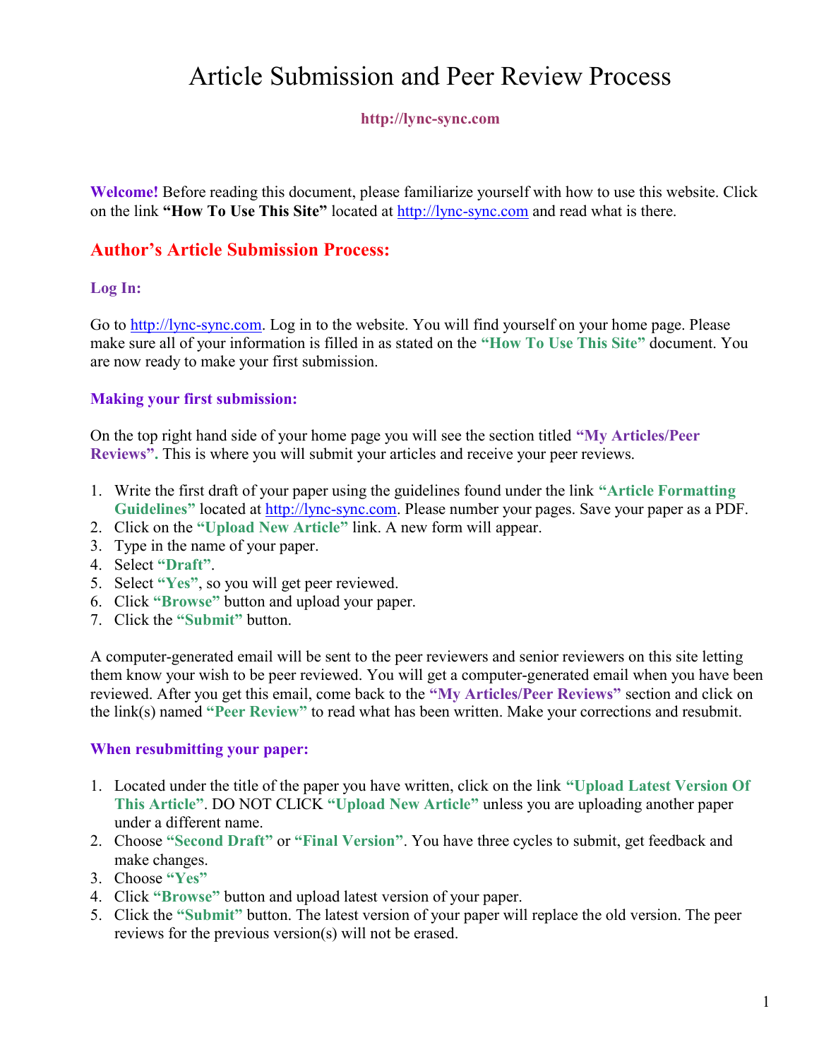# Article Submission and Peer Review Process

**http://lync-sync.com**

**Welcome!** Before reading this document, please familiarize yourself with how to use this website. Click on the link **"How To Use This Site"** located at http://lync-sync.com and read what is there.

## Author's Article Submission Process:

### Log In:

Go to http://lync-sync.com. Log in to the website. You will find yourself on your home page. Please make sure all of your information is filled in as stated on the **"How To Use This Site"** document. You are now ready to make your first submission.

### Making your first submission:

On the top right hand side of your home page you will see the section titled **"My Articles/Peer Reviews".** This is where you will submit your articles and receive your peer reviews.

1. Write the first draft of your paper using the guidelines found under the link **"Article Formatting Guidelines"** located at http://lync-sync.com. Please number your pages. Save your paper as a PDF.
2. Click on the **"Upload New Article"** link. A new form will appear.
3. Type in the name of your paper.
4. Select **"Draft"**.
5. Select **"Yes"**, so you will get peer reviewed.
6. Click **"Browse"** button and upload your paper.
7. Click the **"Submit"** button.

A computer-generated email will be sent to the peer reviewers and senior reviewers on this site letting them know your wish to be peer reviewed. You will get a computer-generated email when you have been reviewed. After you get this email, come back to the **"My Articles/Peer Reviews"** section and click on the link(s) named **"Peer Review"** to read what has been written. Make your corrections and resubmit.

### When resubmitting your paper:

1. Located under the title of the paper you have written, click on the link **"Upload Latest Version Of This Article"**. DO NOT CLICK **"Upload New Article"** unless you are uploading another paper under a different name.
2. Choose **"Second Draft"** or **"Final Version"**. You have three cycles to submit, get feedback and make changes.
3. Choose **"Yes"**
4. Click **"Browse"** button and upload latest version of your paper.
5. Click the **"Submit"** button. The latest version of your paper will replace the old version. The peer reviews for the previous version(s) will not be erased.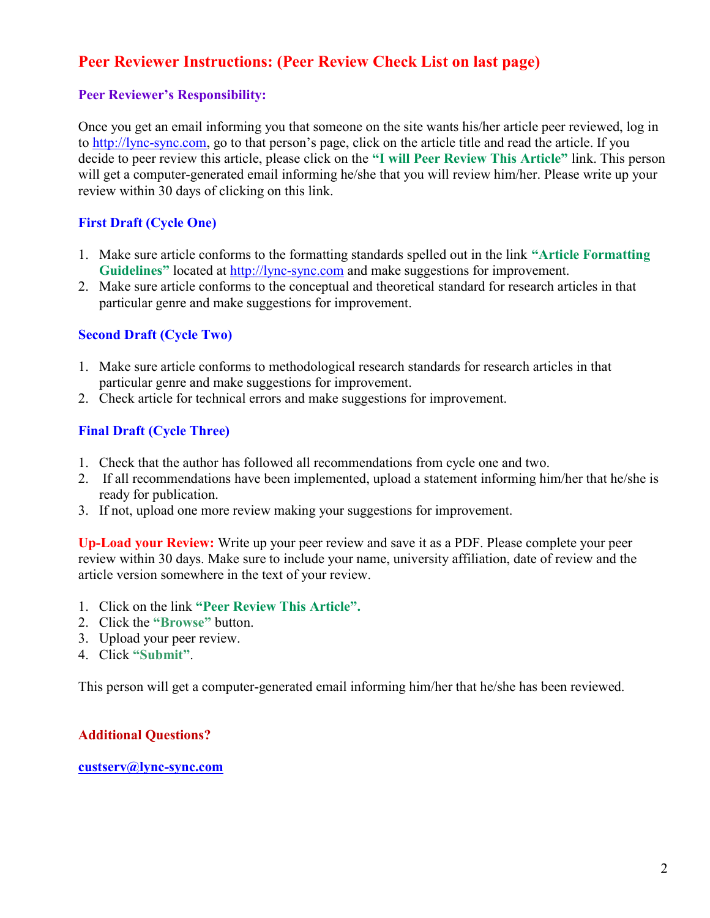## Peer Reviewer Instructions: (Peer Review Check List on last page)

### Peer Reviewer's Responsibility:

Once you get an email informing you that someone on the site wants his/her article peer reviewed, log in to http://lync-sync.com, go to that person's page, click on the article title and read the article. If you decide to peer review this article, please click on the **"I will Peer Review This Article"** link. This person will get a computer-generated email informing he/she that you will review him/her. Please write up your review within 30 days of clicking on this link.

### First Draft (Cycle One)

1. Make sure article conforms to the formatting standards spelled out in the link **"Article Formatting Guidelines"** located at http://lync-sync.com and make suggestions for improvement.
2. Make sure article conforms to the conceptual and theoretical standard for research articles in that particular genre and make suggestions for improvement.

### Second Draft (Cycle Two)

1. Make sure article conforms to methodological research standards for research articles in that particular genre and make suggestions for improvement.
2. Check article for technical errors and make suggestions for improvement.

### Final Draft (Cycle Three)

1. Check that the author has followed all recommendations from cycle one and two.
2. If all recommendations have been implemented, upload a statement informing him/her that he/she is ready for publication.
3. If not, upload one more review making your suggestions for improvement.

**Up-Load your Review:** Write up your peer review and save it as a PDF. Please complete your peer review within 30 days. Make sure to include your name, university affiliation, date of review and the article version somewhere in the text of your review.

1. Click on the link **"Peer Review This Article".**
2. Click the **"Browse"** button.
3. Upload your peer review.
4. Click **"Submit"**.

This person will get a computer-generated email informing him/her that he/she has been reviewed.

### Additional Questions?

**custserv@lync-sync.com**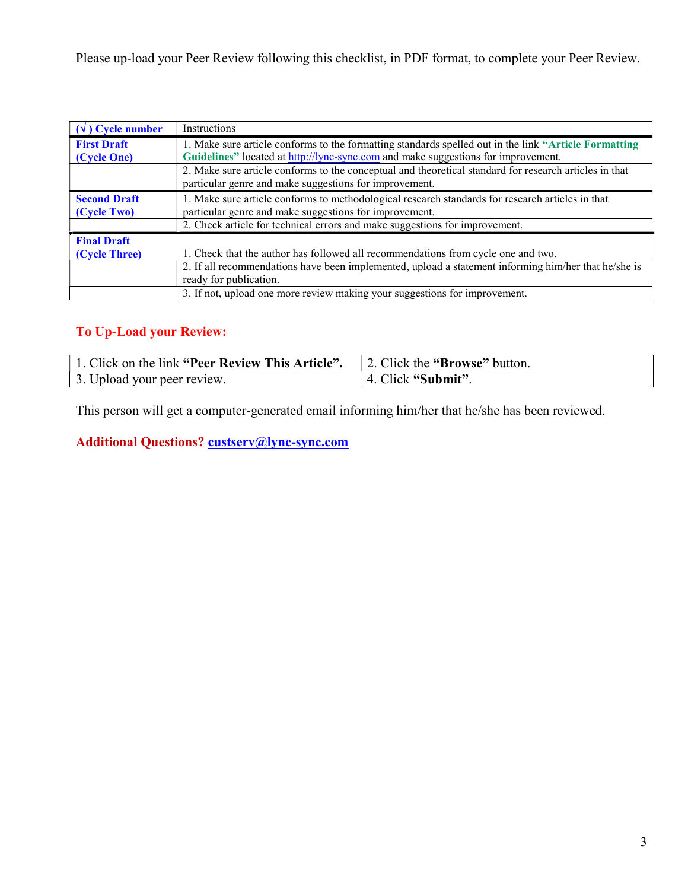Please up-load your Peer Review following this checklist, in PDF format, to complete your Peer Review.

| (√ ) Cycle number | Instructions |
|---|---|
| **First Draft (Cycle One)** | 1. Make sure article conforms to the formatting standards spelled out in the link **"Article Formatting Guidelines"** located at http://lync-sync.com and make suggestions for improvement. |
| | 2. Make sure article conforms to the conceptual and theoretical standard for research articles in that particular genre and make suggestions for improvement. |
| **Second Draft (Cycle Two)** | 1. Make sure article conforms to methodological research standards for research articles in that particular genre and make suggestions for improvement. |
| | 2. Check article for technical errors and make suggestions for improvement. |
| **Final Draft (Cycle Three)** | 1. Check that the author has followed all recommendations from cycle one and two. |
| | 2. If all recommendations have been implemented, upload a statement informing him/her that he/she is ready for publication. |
| | 3. If not, upload one more review making your suggestions for improvement. |

## To Up-Load your Review:

| | |
|---|---|
| 1. Click on the link **"Peer Review This Article".** | 2. Click the **"Browse"** button. |
| 3. Upload your peer review. | 4. Click **"Submit"**. |

This person will get a computer-generated email informing him/her that he/she has been reviewed.

**Additional Questions? custserv@lync-sync.com**